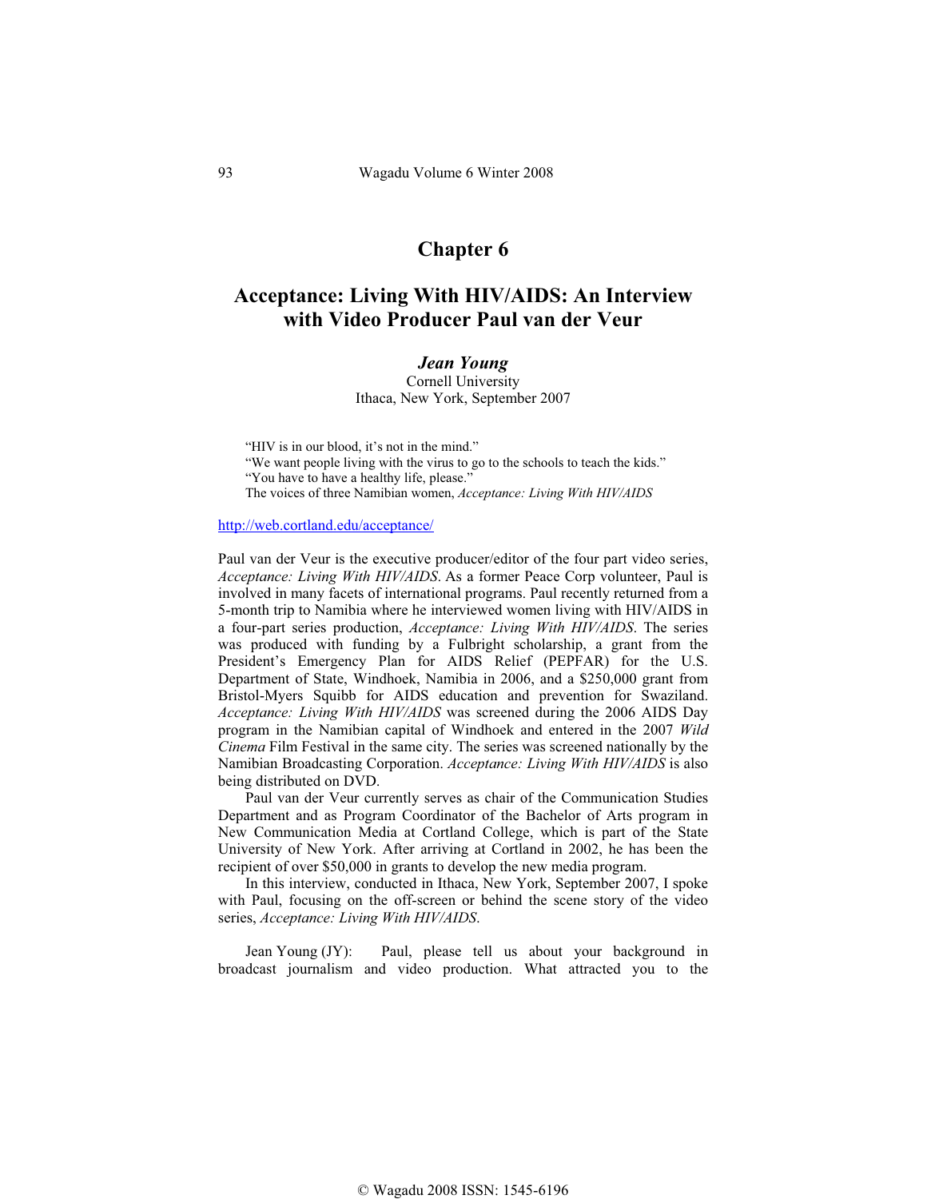# Chapter 6

## Acceptance: Living With HIV/AIDS: An Interview with Video Producer Paul van der Veur

***Jean Young***
Cornell University
Ithaca, New York, September 2007

> "HIV is in our blood, it's not in the mind."
> "We want people living with the virus to go to the schools to teach the kids."
> "You have to have a healthy life, please."
> The voices of three Namibian women, *Acceptance: Living With HIV/AIDS*

http://web.cortland.edu/acceptance/

Paul van der Veur is the executive producer/editor of the four part video series, *Acceptance: Living With HIV/AIDS*. As a former Peace Corp volunteer, Paul is involved in many facets of international programs. Paul recently returned from a 5-month trip to Namibia where he interviewed women living with HIV/AIDS in a four-part series production, *Acceptance: Living With HIV/AIDS.* The series was produced with funding by a Fulbright scholarship, a grant from the President's Emergency Plan for AIDS Relief (PEPFAR) for the U.S. Department of State, Windhoek, Namibia in 2006, and a $250,000 grant from Bristol-Myers Squibb for AIDS education and prevention for Swaziland. *Acceptance: Living With HIV/AIDS* was screened during the 2006 AIDS Day program in the Namibian capital of Windhoek and entered in the 2007 *Wild Cinema* Film Festival in the same city. The series was screened nationally by the Namibian Broadcasting Corporation. *Acceptance: Living With HIV/AIDS* is also being distributed on DVD.

Paul van der Veur currently serves as chair of the Communication Studies Department and as Program Coordinator of the Bachelor of Arts program in New Communication Media at Cortland College, which is part of the State University of New York. After arriving at Cortland in 2002, he has been the recipient of over $50,000 in grants to develop the new media program.

In this interview, conducted in Ithaca, New York, September 2007, I spoke with Paul, focusing on the off-screen or behind the scene story of the video series, *Acceptance: Living With HIV/AIDS.*

Jean Young (JY): Paul, please tell us about your background in broadcast journalism and video production. What attracted you to the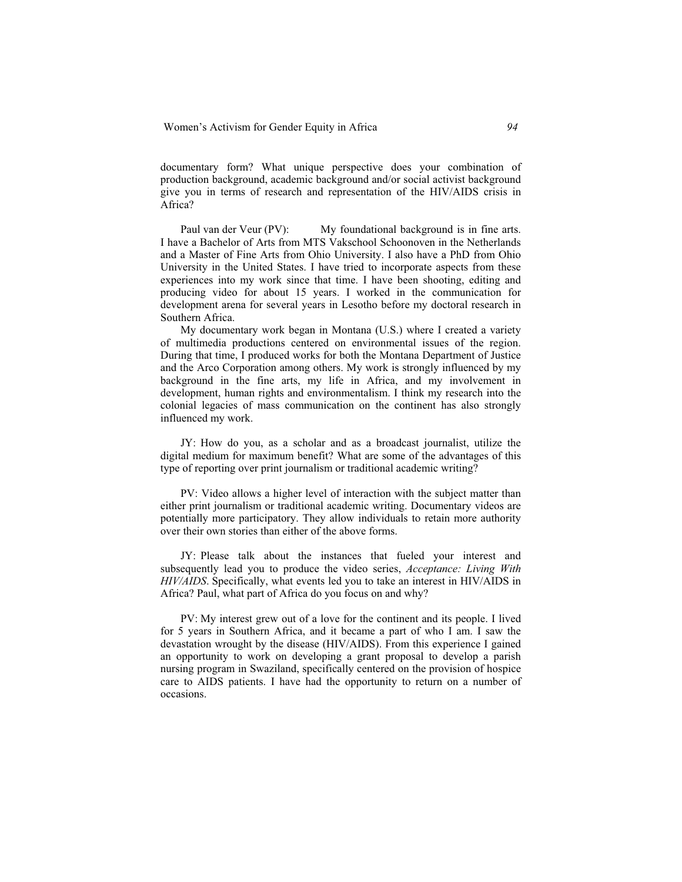documentary form? What unique perspective does your combination of production background, academic background and/or social activist background give you in terms of research and representation of the HIV/AIDS crisis in Africa?

Paul van der Veur (PV): My foundational background is in fine arts. I have a Bachelor of Arts from MTS Vakschool Schoonoven in the Netherlands and a Master of Fine Arts from Ohio University. I also have a PhD from Ohio University in the United States. I have tried to incorporate aspects from these experiences into my work since that time. I have been shooting, editing and producing video for about 15 years. I worked in the communication for development arena for several years in Lesotho before my doctoral research in Southern Africa.

My documentary work began in Montana (U.S.) where I created a variety of multimedia productions centered on environmental issues of the region. During that time, I produced works for both the Montana Department of Justice and the Arco Corporation among others. My work is strongly influenced by my background in the fine arts, my life in Africa, and my involvement in development, human rights and environmentalism. I think my research into the colonial legacies of mass communication on the continent has also strongly influenced my work.

JY: How do you, as a scholar and as a broadcast journalist, utilize the digital medium for maximum benefit? What are some of the advantages of this type of reporting over print journalism or traditional academic writing?

PV: Video allows a higher level of interaction with the subject matter than either print journalism or traditional academic writing. Documentary videos are potentially more participatory. They allow individuals to retain more authority over their own stories than either of the above forms.

JY: Please talk about the instances that fueled your interest and subsequently lead you to produce the video series, *Acceptance: Living With HIV/AIDS*. Specifically, what events led you to take an interest in HIV/AIDS in Africa? Paul, what part of Africa do you focus on and why?

PV: My interest grew out of a love for the continent and its people. I lived for 5 years in Southern Africa, and it became a part of who I am. I saw the devastation wrought by the disease (HIV/AIDS). From this experience I gained an opportunity to work on developing a grant proposal to develop a parish nursing program in Swaziland, specifically centered on the provision of hospice care to AIDS patients. I have had the opportunity to return on a number of occasions.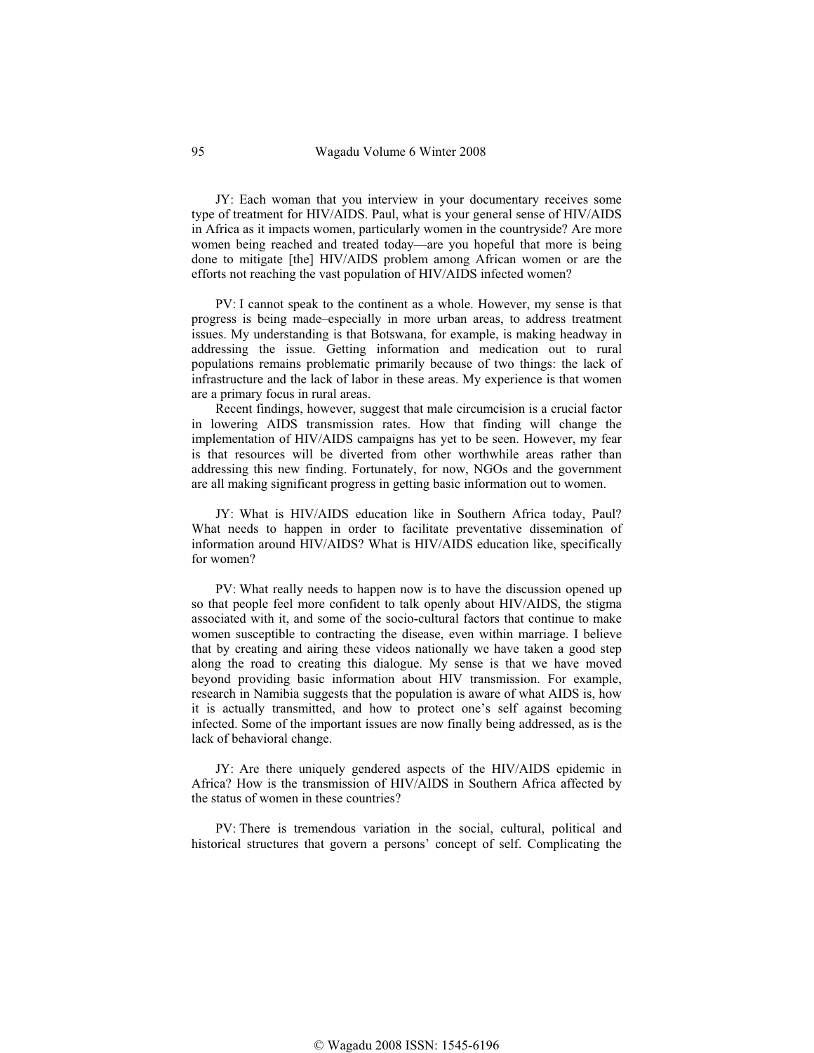JY: Each woman that you interview in your documentary receives some type of treatment for HIV/AIDS. Paul, what is your general sense of HIV/AIDS in Africa as it impacts women, particularly women in the countryside? Are more women being reached and treated today—are you hopeful that more is being done to mitigate [the] HIV/AIDS problem among African women or are the efforts not reaching the vast population of HIV/AIDS infected women?

PV: I cannot speak to the continent as a whole. However, my sense is that progress is being made–especially in more urban areas, to address treatment issues. My understanding is that Botswana, for example, is making headway in addressing the issue. Getting information and medication out to rural populations remains problematic primarily because of two things: the lack of infrastructure and the lack of labor in these areas. My experience is that women are a primary focus in rural areas.

Recent findings, however, suggest that male circumcision is a crucial factor in lowering AIDS transmission rates. How that finding will change the implementation of HIV/AIDS campaigns has yet to be seen. However, my fear is that resources will be diverted from other worthwhile areas rather than addressing this new finding. Fortunately, for now, NGOs and the government are all making significant progress in getting basic information out to women.

JY: What is HIV/AIDS education like in Southern Africa today, Paul? What needs to happen in order to facilitate preventative dissemination of information around HIV/AIDS? What is HIV/AIDS education like, specifically for women?

PV: What really needs to happen now is to have the discussion opened up so that people feel more confident to talk openly about HIV/AIDS, the stigma associated with it, and some of the socio-cultural factors that continue to make women susceptible to contracting the disease, even within marriage. I believe that by creating and airing these videos nationally we have taken a good step along the road to creating this dialogue. My sense is that we have moved beyond providing basic information about HIV transmission. For example, research in Namibia suggests that the population is aware of what AIDS is, how it is actually transmitted, and how to protect one's self against becoming infected. Some of the important issues are now finally being addressed, as is the lack of behavioral change.

JY: Are there uniquely gendered aspects of the HIV/AIDS epidemic in Africa? How is the transmission of HIV/AIDS in Southern Africa affected by the status of women in these countries?

PV: There is tremendous variation in the social, cultural, political and historical structures that govern a persons' concept of self. Complicating the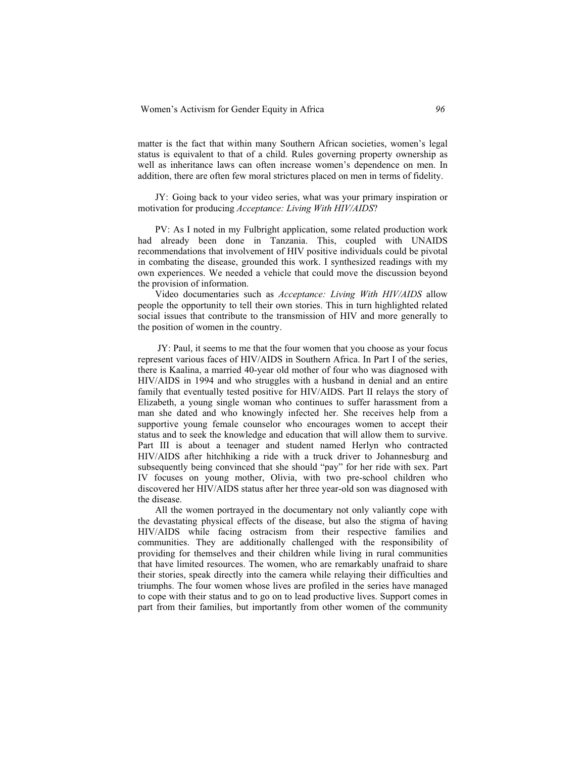matter is the fact that within many Southern African societies, women's legal status is equivalent to that of a child. Rules governing property ownership as well as inheritance laws can often increase women's dependence on men. In addition, there are often few moral strictures placed on men in terms of fidelity.

JY: Going back to your video series, what was your primary inspiration or motivation for producing *Acceptance: Living With HIV/AIDS*?

PV: As I noted in my Fulbright application, some related production work had already been done in Tanzania. This, coupled with UNAIDS recommendations that involvement of HIV positive individuals could be pivotal in combating the disease, grounded this work. I synthesized readings with my own experiences. We needed a vehicle that could move the discussion beyond the provision of information.

Video documentaries such as *Acceptance: Living With HIV/AIDS* allow people the opportunity to tell their own stories. This in turn highlighted related social issues that contribute to the transmission of HIV and more generally to the position of women in the country.

JY: Paul, it seems to me that the four women that you choose as your focus represent various faces of HIV/AIDS in Southern Africa. In Part I of the series, there is Kaalina, a married 40-year old mother of four who was diagnosed with HIV/AIDS in 1994 and who struggles with a husband in denial and an entire family that eventually tested positive for HIV/AIDS. Part II relays the story of Elizabeth, a young single woman who continues to suffer harassment from a man she dated and who knowingly infected her. She receives help from a supportive young female counselor who encourages women to accept their status and to seek the knowledge and education that will allow them to survive. Part III is about a teenager and student named Herlyn who contracted HIV/AIDS after hitchhiking a ride with a truck driver to Johannesburg and subsequently being convinced that she should "pay" for her ride with sex. Part IV focuses on young mother, Olivia, with two pre-school children who discovered her HIV/AIDS status after her three year-old son was diagnosed with the disease.

All the women portrayed in the documentary not only valiantly cope with the devastating physical effects of the disease, but also the stigma of having HIV/AIDS while facing ostracism from their respective families and communities. They are additionally challenged with the responsibility of providing for themselves and their children while living in rural communities that have limited resources. The women, who are remarkably unafraid to share their stories, speak directly into the camera while relaying their difficulties and triumphs. The four women whose lives are profiled in the series have managed to cope with their status and to go on to lead productive lives. Support comes in part from their families, but importantly from other women of the community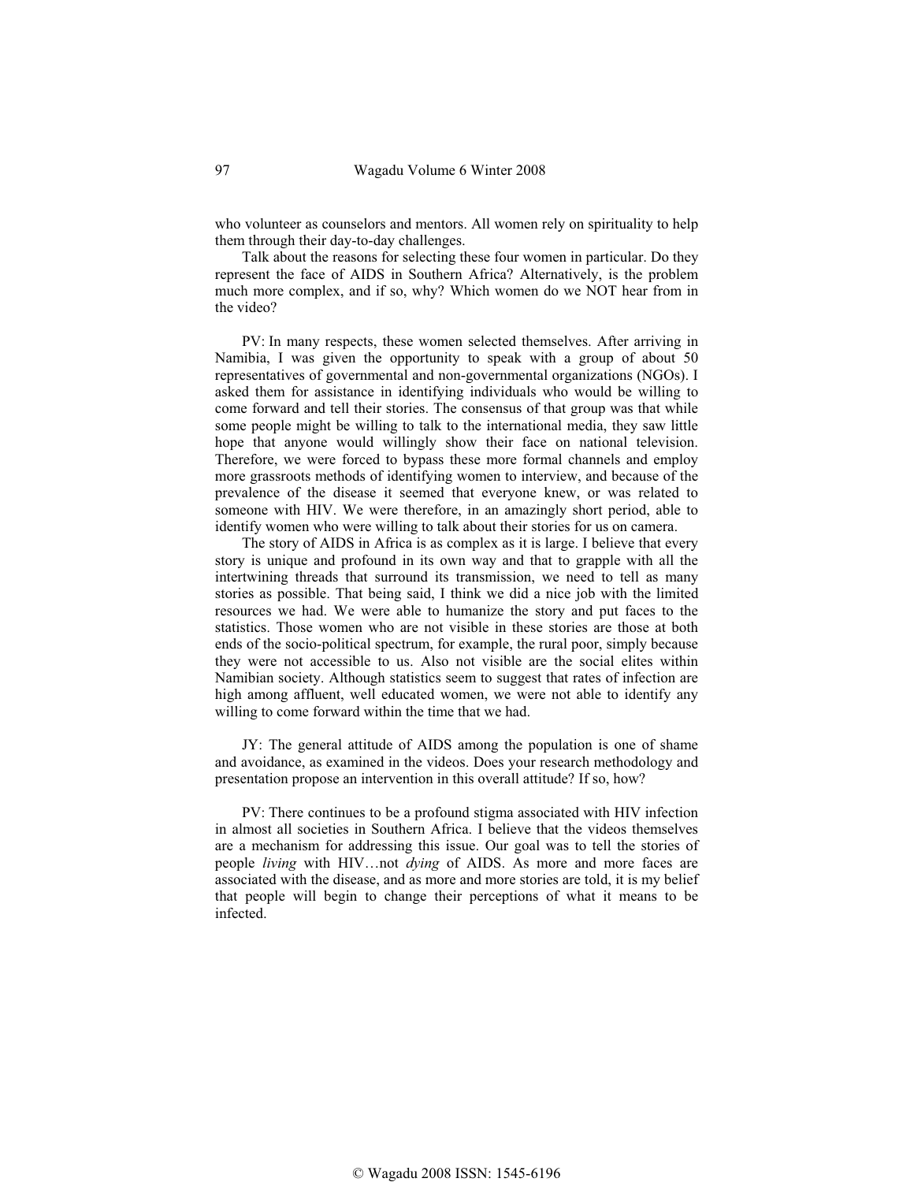who volunteer as counselors and mentors. All women rely on spirituality to help them through their day-to-day challenges.

Talk about the reasons for selecting these four women in particular. Do they represent the face of AIDS in Southern Africa? Alternatively, is the problem much more complex, and if so, why? Which women do we NOT hear from in the video?

PV: In many respects, these women selected themselves. After arriving in Namibia, I was given the opportunity to speak with a group of about 50 representatives of governmental and non-governmental organizations (NGOs). I asked them for assistance in identifying individuals who would be willing to come forward and tell their stories. The consensus of that group was that while some people might be willing to talk to the international media, they saw little hope that anyone would willingly show their face on national television. Therefore, we were forced to bypass these more formal channels and employ more grassroots methods of identifying women to interview, and because of the prevalence of the disease it seemed that everyone knew, or was related to someone with HIV. We were therefore, in an amazingly short period, able to identify women who were willing to talk about their stories for us on camera.

The story of AIDS in Africa is as complex as it is large. I believe that every story is unique and profound in its own way and that to grapple with all the intertwining threads that surround its transmission, we need to tell as many stories as possible. That being said, I think we did a nice job with the limited resources we had. We were able to humanize the story and put faces to the statistics. Those women who are not visible in these stories are those at both ends of the socio-political spectrum, for example, the rural poor, simply because they were not accessible to us. Also not visible are the social elites within Namibian society. Although statistics seem to suggest that rates of infection are high among affluent, well educated women, we were not able to identify any willing to come forward within the time that we had.

JY: The general attitude of AIDS among the population is one of shame and avoidance, as examined in the videos. Does your research methodology and presentation propose an intervention in this overall attitude? If so, how?

PV: There continues to be a profound stigma associated with HIV infection in almost all societies in Southern Africa. I believe that the videos themselves are a mechanism for addressing this issue. Our goal was to tell the stories of people *living* with HIV…not *dying* of AIDS. As more and more faces are associated with the disease, and as more and more stories are told, it is my belief that people will begin to change their perceptions of what it means to be infected.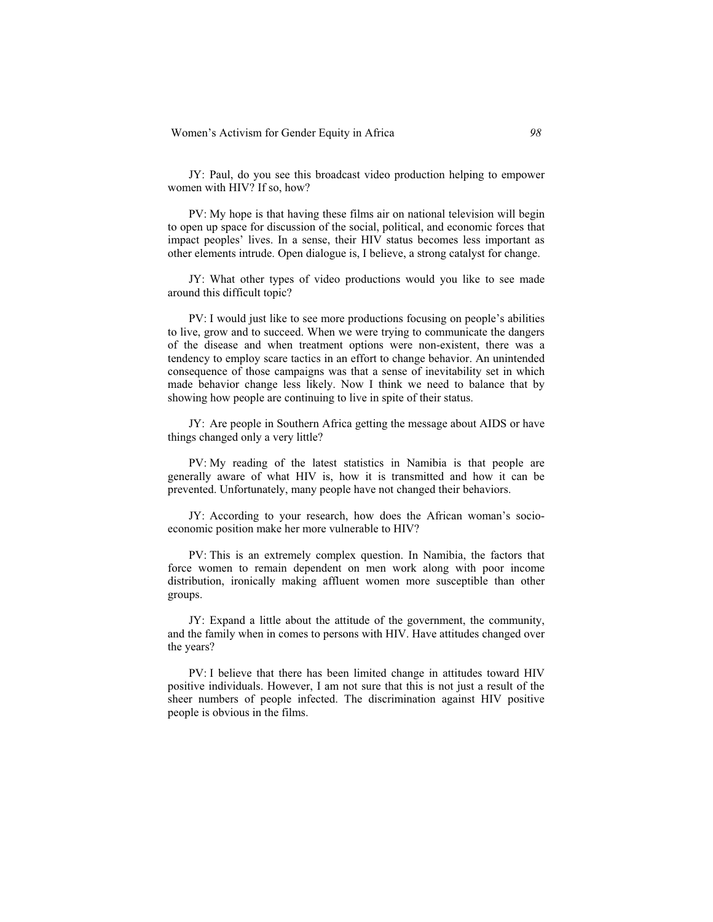JY: Paul, do you see this broadcast video production helping to empower women with HIV? If so, how?

PV: My hope is that having these films air on national television will begin to open up space for discussion of the social, political, and economic forces that impact peoples' lives. In a sense, their HIV status becomes less important as other elements intrude. Open dialogue is, I believe, a strong catalyst for change.

JY: What other types of video productions would you like to see made around this difficult topic?

PV: I would just like to see more productions focusing on people's abilities to live, grow and to succeed. When we were trying to communicate the dangers of the disease and when treatment options were non-existent, there was a tendency to employ scare tactics in an effort to change behavior. An unintended consequence of those campaigns was that a sense of inevitability set in which made behavior change less likely. Now I think we need to balance that by showing how people are continuing to live in spite of their status.

JY: Are people in Southern Africa getting the message about AIDS or have things changed only a very little?

PV: My reading of the latest statistics in Namibia is that people are generally aware of what HIV is, how it is transmitted and how it can be prevented. Unfortunately, many people have not changed their behaviors.

JY: According to your research, how does the African woman's socio-economic position make her more vulnerable to HIV?

PV: This is an extremely complex question. In Namibia, the factors that force women to remain dependent on men work along with poor income distribution, ironically making affluent women more susceptible than other groups.

JY: Expand a little about the attitude of the government, the community, and the family when in comes to persons with HIV. Have attitudes changed over the years?

PV: I believe that there has been limited change in attitudes toward HIV positive individuals. However, I am not sure that this is not just a result of the sheer numbers of people infected. The discrimination against HIV positive people is obvious in the films.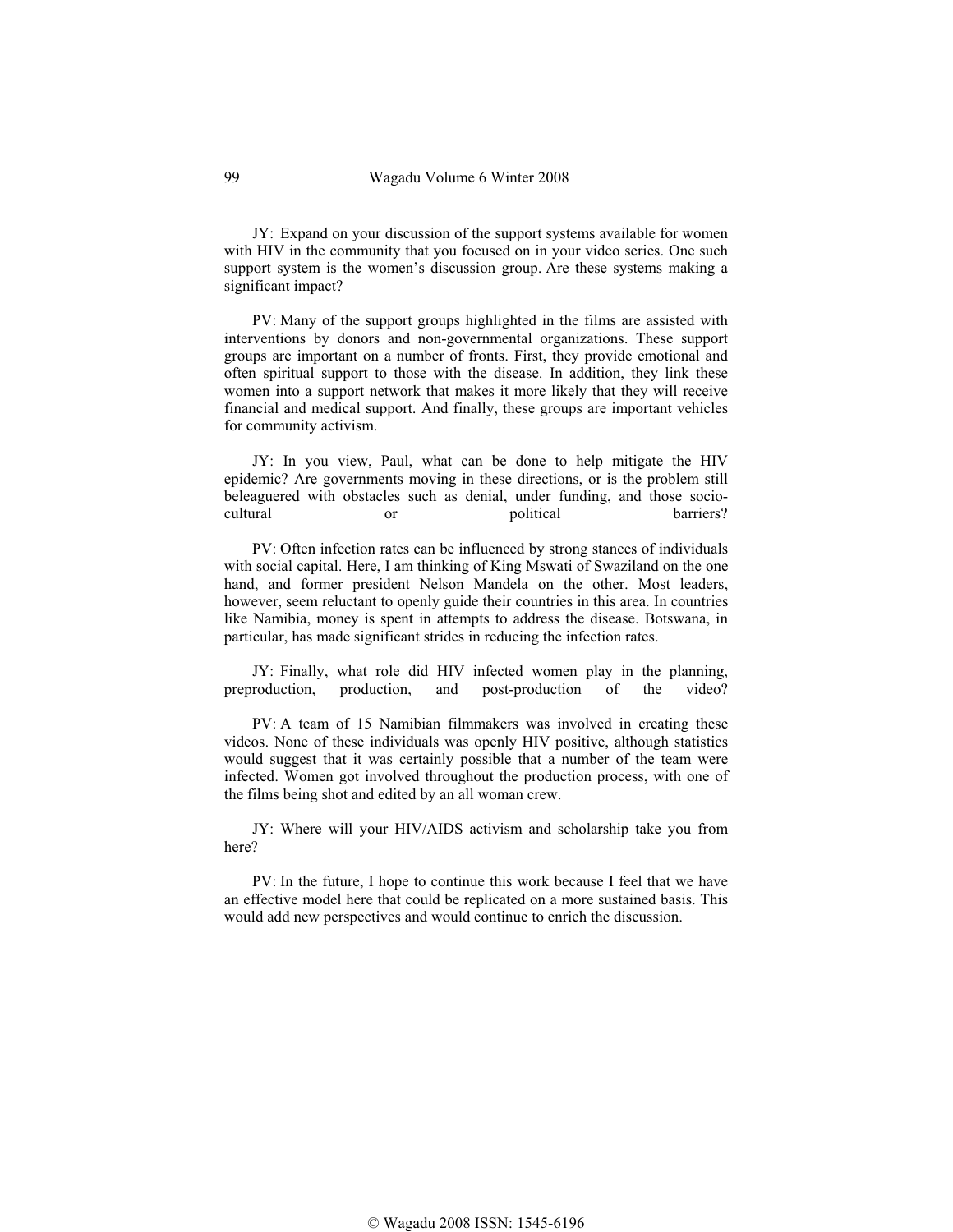JY: Expand on your discussion of the support systems available for women with HIV in the community that you focused on in your video series. One such support system is the women's discussion group. Are these systems making a significant impact?

PV: Many of the support groups highlighted in the films are assisted with interventions by donors and non-governmental organizations. These support groups are important on a number of fronts. First, they provide emotional and often spiritual support to those with the disease. In addition, they link these women into a support network that makes it more likely that they will receive financial and medical support. And finally, these groups are important vehicles for community activism.

JY: In you view, Paul, what can be done to help mitigate the HIV epidemic? Are governments moving in these directions, or is the problem still beleaguered with obstacles such as denial, under funding, and those socio-cultural or political barriers?

PV: Often infection rates can be influenced by strong stances of individuals with social capital. Here, I am thinking of King Mswati of Swaziland on the one hand, and former president Nelson Mandela on the other. Most leaders, however, seem reluctant to openly guide their countries in this area. In countries like Namibia, money is spent in attempts to address the disease. Botswana, in particular, has made significant strides in reducing the infection rates.

JY: Finally, what role did HIV infected women play in the planning, preproduction, production, and post-production of the video?

PV: A team of 15 Namibian filmmakers was involved in creating these videos. None of these individuals was openly HIV positive, although statistics would suggest that it was certainly possible that a number of the team were infected. Women got involved throughout the production process, with one of the films being shot and edited by an all woman crew.

JY: Where will your HIV/AIDS activism and scholarship take you from here?

PV: In the future, I hope to continue this work because I feel that we have an effective model here that could be replicated on a more sustained basis. This would add new perspectives and would continue to enrich the discussion.